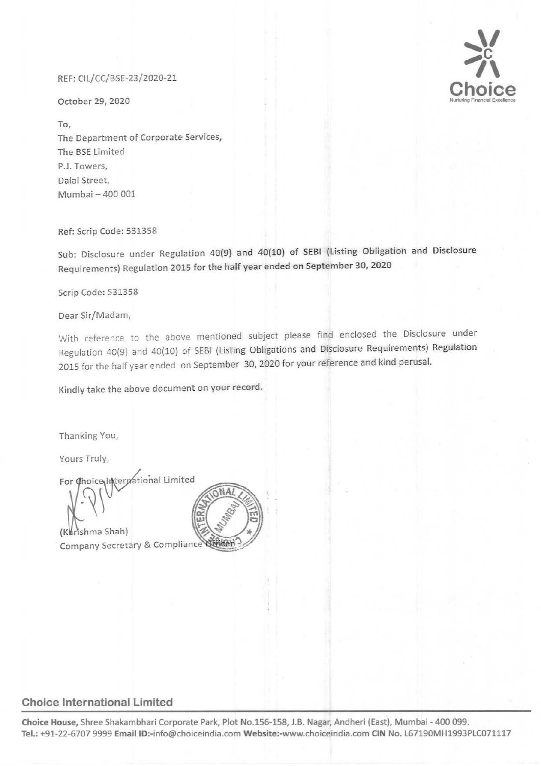REF: CIL/CC/BSE-23/2020-21

October 29, 2020

To,
The Department of Corporate Services,
The BSE Limited
P.J. Towers,
Dalal Street,
Mumbai – 400 001

Ref: Scrip Code: 531358

**Sub: Disclosure under Regulation 40(9) and 40(10) of SEBI (Listing Obligation and Disclosure Requirements) Regulation 2015 for the half year ended on September 30, 2020**

Scrip Code: 531358

Dear Sir/Madam,

With reference to the above mentioned subject please find enclosed the Disclosure under Regulation 40(9) and 40(10) of SEBI (Listing Obligations and Disclosure Requirements) Regulation 2015 for the half year ended on September 30, 2020 for your reference and kind perusal.

Kindly take the above document on your record.

Thanking You,

Yours Truly,

For Choice International Limited

(Karishma Shah)
Company Secretary & Compliance Officer

**Choice International Limited**

**Choice House,** Shree Shakambhari Corporate Park, Plot No.156-158, J.B. Nagar, Andheri (East), Mumbai - 400 099.
**Tel.:** +91-22-6707 9999 **Email ID:**-info@choiceindia.com **Website:**-www.choiceindia.com **CIN No.** L67190MH1993PLC071117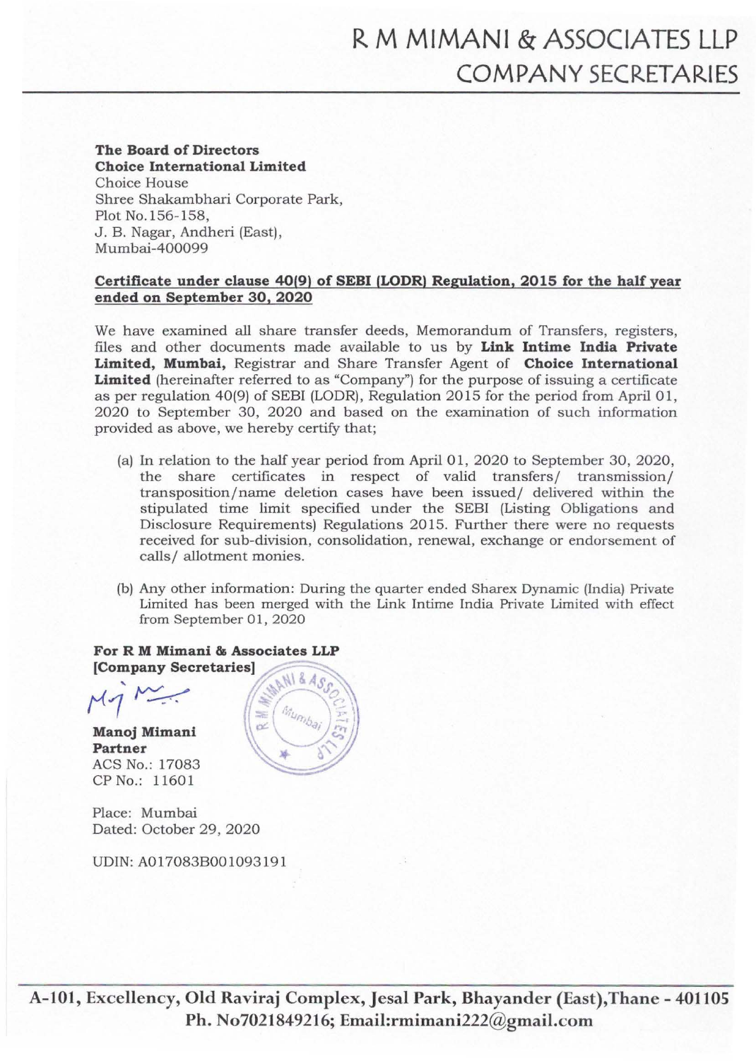# R M MIMANI & ASSOCIATES LLP
## COMPANY SECRETARIES

**The Board of Directors**
**Choice International Limited**
Choice House
Shree Shakambhari Corporate Park,
Plot No.156-158,
J. B. Nagar, Andheri (East),
Mumbai-400099

**Certificate under clause 40(9) of SEBI (LODR) Regulation, 2015 for the half year ended on September 30, 2020**

We have examined all share transfer deeds, Memorandum of Transfers, registers, files and other documents made available to us by **Link Intime India Private Limited, Mumbai,** Registrar and Share Transfer Agent of **Choice International Limited** (hereinafter referred to as "Company") for the purpose of issuing a certificate as per regulation 40(9) of SEBI (LODR), Regulation 2015 for the period from April 01, 2020 to September 30, 2020 and based on the examination of such information provided as above, we hereby certify that;

(a) In relation to the half year period from April 01, 2020 to September 30, 2020, the share certificates in respect of valid transfers/ transmission/ transposition/name deletion cases have been issued/ delivered within the stipulated time limit specified under the SEBI (Listing Obligations and Disclosure Requirements) Regulations 2015. Further there were no requests received for sub-division, consolidation, renewal, exchange or endorsement of calls/ allotment monies.

(b) Any other information: During the quarter ended Sharex Dynamic (India) Private Limited has been merged with the Link Intime India Private Limited with effect from September 01, 2020

**For R M Mimani & Associates LLP**
**[Company Secretaries]**

**Manoj Mimani**
**Partner**
ACS No.: 17083
CP No.: 11601

Place: Mumbai
Dated: October 29, 2020

UDIN: A017083B001093191

A-101, Excellency, Old Raviraj Complex, Jesal Park, Bhayander (East),Thane - 401105
Ph. No7021849216; Email:rmimani222@gmail.com